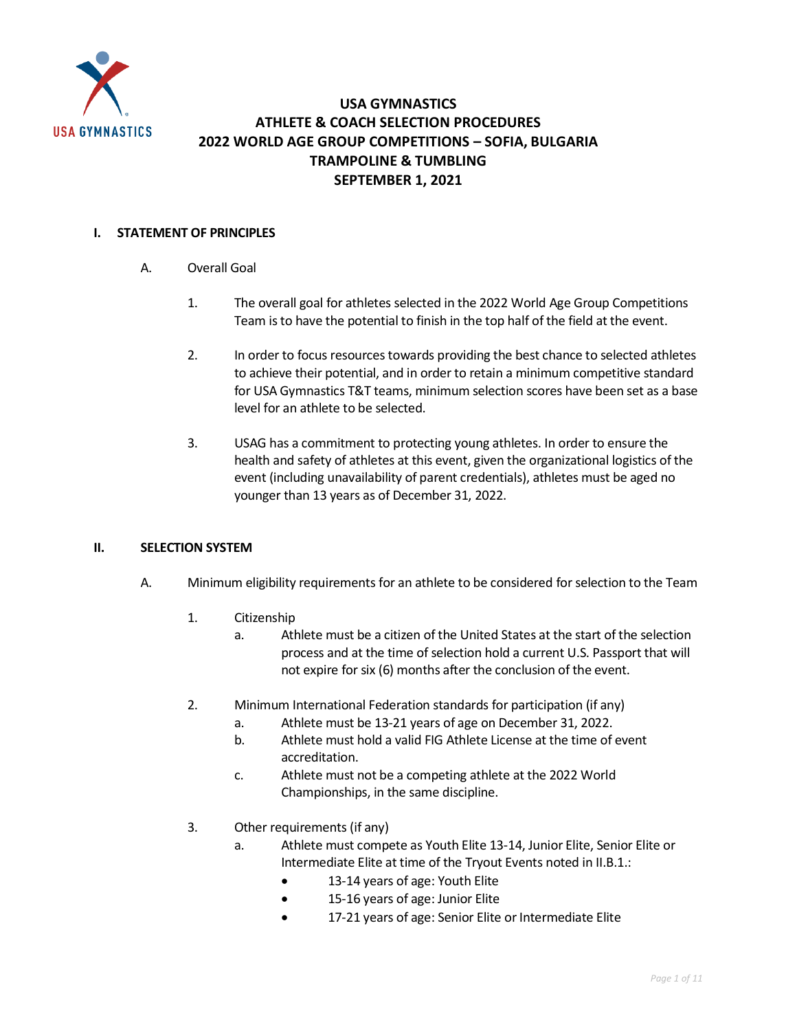# USA GYMNASTICS
# ATHLETE & COACH SELECTION PROCEDURES
# 2022 WORLD AGE GROUP COMPETITIONS – SOFIA, BULGARIA
# TRAMPOLINE & TUMBLING
# SEPTEMBER 1, 2021

## I. STATEMENT OF PRINCIPLES

A. Overall Goal

1. The overall goal for athletes selected in the 2022 World Age Group Competitions Team is to have the potential to finish in the top half of the field at the event.

2. In order to focus resources towards providing the best chance to selected athletes to achieve their potential, and in order to retain a minimum competitive standard for USA Gymnastics T&T teams, minimum selection scores have been set as a base level for an athlete to be selected.

3. USAG has a commitment to protecting young athletes. In order to ensure the health and safety of athletes at this event, given the organizational logistics of the event (including unavailability of parent credentials), athletes must be aged no younger than 13 years as of December 31, 2022.

## II. SELECTION SYSTEM

A. Minimum eligibility requirements for an athlete to be considered for selection to the Team

1. Citizenship
   a. Athlete must be a citizen of the United States at the start of the selection process and at the time of selection hold a current U.S. Passport that will not expire for six (6) months after the conclusion of the event.

2. Minimum International Federation standards for participation (if any)
   a. Athlete must be 13-21 years of age on December 31, 2022.
   b. Athlete must hold a valid FIG Athlete License at the time of event accreditation.
   c. Athlete must not be a competing athlete at the 2022 World Championships, in the same discipline.

3. Other requirements (if any)
   a. Athlete must compete as Youth Elite 13-14, Junior Elite, Senior Elite or Intermediate Elite at time of the Tryout Events noted in II.B.1.:
      - 13-14 years of age: Youth Elite
      - 15-16 years of age: Junior Elite
      - 17-21 years of age: Senior Elite or Intermediate Elite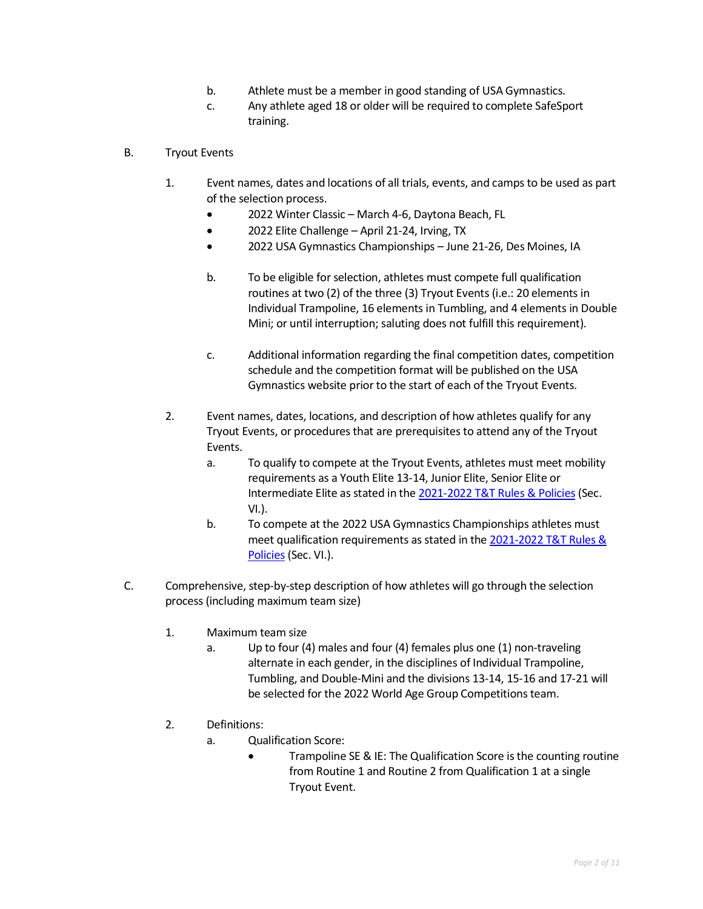b. Athlete must be a member in good standing of USA Gymnastics.

c. Any athlete aged 18 or older will be required to complete SafeSport training.

B. Tryout Events

1. Event names, dates and locations of all trials, events, and camps to be used as part of the selection process.
   - 2022 Winter Classic – March 4-6, Daytona Beach, FL
   - 2022 Elite Challenge – April 21-24, Irving, TX
   - 2022 USA Gymnastics Championships – June 21-26, Des Moines, IA

   b. To be eligible for selection, athletes must compete full qualification routines at two (2) of the three (3) Tryout Events (i.e.: 20 elements in Individual Trampoline, 16 elements in Tumbling, and 4 elements in Double Mini; or until interruption; saluting does not fulfill this requirement).

   c. Additional information regarding the final competition dates, competition schedule and the competition format will be published on the USA Gymnastics website prior to the start of each of the Tryout Events.

2. Event names, dates, locations, and description of how athletes qualify for any Tryout Events, or procedures that are prerequisites to attend any of the Tryout Events.

   a. To qualify to compete at the Tryout Events, athletes must meet mobility requirements as a Youth Elite 13-14, Junior Elite, Senior Elite or Intermediate Elite as stated in the 2021-2022 T&T Rules & Policies (Sec. VI.).

   b. To compete at the 2022 USA Gymnastics Championships athletes must meet qualification requirements as stated in the 2021-2022 T&T Rules & Policies (Sec. VI.).

C. Comprehensive, step-by-step description of how athletes will go through the selection process (including maximum team size)

1. Maximum team size

   a. Up to four (4) males and four (4) females plus one (1) non-traveling alternate in each gender, in the disciplines of Individual Trampoline, Tumbling, and Double-Mini and the divisions 13-14, 15-16 and 17-21 will be selected for the 2022 World Age Group Competitions team.

2. Definitions:

   a. Qualification Score:
      - Trampoline SE & IE: The Qualification Score is the counting routine from Routine 1 and Routine 2 from Qualification 1 at a single Tryout Event.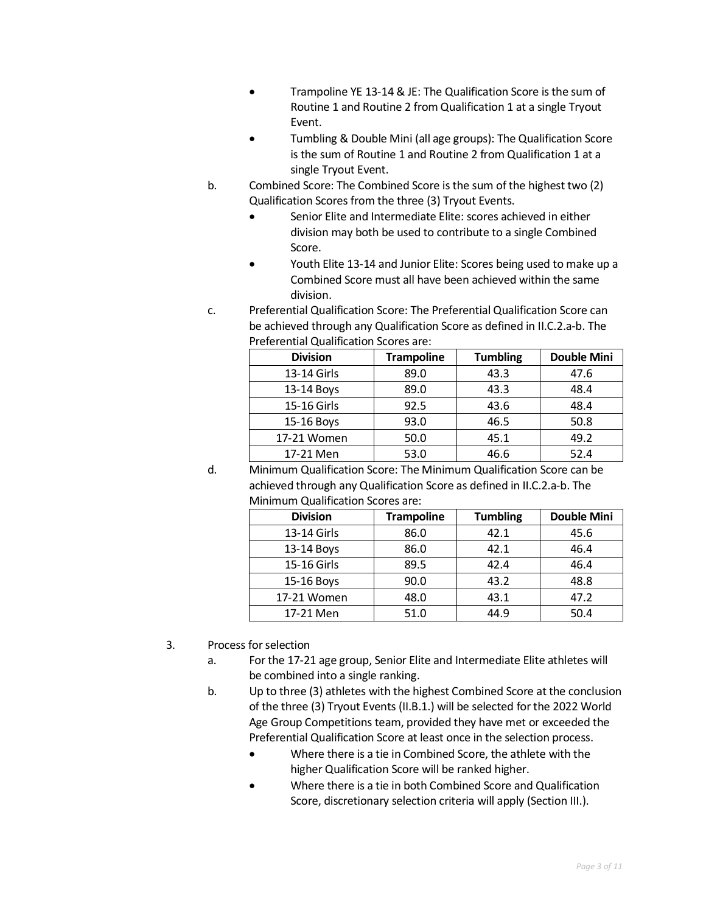- Trampoline YE 13-14 & JE: The Qualification Score is the sum of Routine 1 and Routine 2 from Qualification 1 at a single Tryout Event.
- Tumbling & Double Mini (all age groups): The Qualification Score is the sum of Routine 1 and Routine 2 from Qualification 1 at a single Tryout Event.

b. Combined Score: The Combined Score is the sum of the highest two (2) Qualification Scores from the three (3) Tryout Events.

- Senior Elite and Intermediate Elite: scores achieved in either division may both be used to contribute to a single Combined Score.
- Youth Elite 13-14 and Junior Elite: Scores being used to make up a Combined Score must all have been achieved within the same division.

c. Preferential Qualification Score: The Preferential Qualification Score can be achieved through any Qualification Score as defined in II.C.2.a-b. The Preferential Qualification Scores are:

| Division | Trampoline | Tumbling | Double Mini |
|---|---|---|---|
| 13-14 Girls | 89.0 | 43.3 | 47.6 |
| 13-14 Boys | 89.0 | 43.3 | 48.4 |
| 15-16 Girls | 92.5 | 43.6 | 48.4 |
| 15-16 Boys | 93.0 | 46.5 | 50.8 |
| 17-21 Women | 50.0 | 45.1 | 49.2 |
| 17-21 Men | 53.0 | 46.6 | 52.4 |

d. Minimum Qualification Score: The Minimum Qualification Score can be achieved through any Qualification Score as defined in II.C.2.a-b. The Minimum Qualification Scores are:

| Division | Trampoline | Tumbling | Double Mini |
|---|---|---|---|
| 13-14 Girls | 86.0 | 42.1 | 45.6 |
| 13-14 Boys | 86.0 | 42.1 | 46.4 |
| 15-16 Girls | 89.5 | 42.4 | 46.4 |
| 15-16 Boys | 90.0 | 43.2 | 48.8 |
| 17-21 Women | 48.0 | 43.1 | 47.2 |
| 17-21 Men | 51.0 | 44.9 | 50.4 |

3. Process for selection

a. For the 17-21 age group, Senior Elite and Intermediate Elite athletes will be combined into a single ranking.

b. Up to three (3) athletes with the highest Combined Score at the conclusion of the three (3) Tryout Events (II.B.1.) will be selected for the 2022 World Age Group Competitions team, provided they have met or exceeded the Preferential Qualification Score at least once in the selection process.

- Where there is a tie in Combined Score, the athlete with the higher Qualification Score will be ranked higher.
- Where there is a tie in both Combined Score and Qualification Score, discretionary selection criteria will apply (Section III.).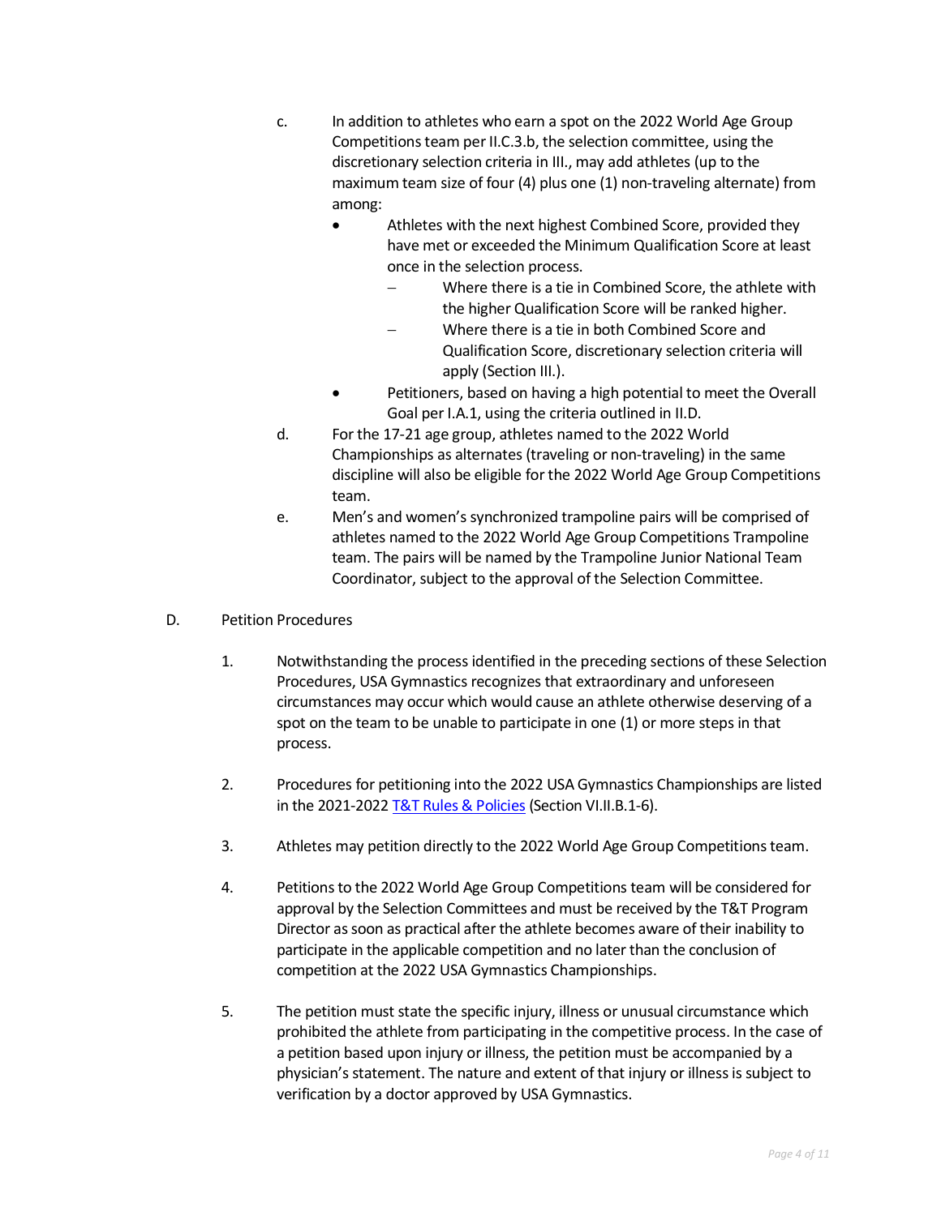c. In addition to athletes who earn a spot on the 2022 World Age Group Competitions team per II.C.3.b, the selection committee, using the discretionary selection criteria in III., may add athletes (up to the maximum team size of four (4) plus one (1) non-traveling alternate) from among:

- Athletes with the next highest Combined Score, provided they have met or exceeded the Minimum Qualification Score at least once in the selection process.
  - Where there is a tie in Combined Score, the athlete with the higher Qualification Score will be ranked higher.
  - Where there is a tie in both Combined Score and Qualification Score, discretionary selection criteria will apply (Section III.).
- Petitioners, based on having a high potential to meet the Overall Goal per I.A.1, using the criteria outlined in II.D.

d. For the 17-21 age group, athletes named to the 2022 World Championships as alternates (traveling or non-traveling) in the same discipline will also be eligible for the 2022 World Age Group Competitions team.

e. Men's and women's synchronized trampoline pairs will be comprised of athletes named to the 2022 World Age Group Competitions Trampoline team. The pairs will be named by the Trampoline Junior National Team Coordinator, subject to the approval of the Selection Committee.

D. Petition Procedures

1. Notwithstanding the process identified in the preceding sections of these Selection Procedures, USA Gymnastics recognizes that extraordinary and unforeseen circumstances may occur which would cause an athlete otherwise deserving of a spot on the team to be unable to participate in one (1) or more steps in that process.

2. Procedures for petitioning into the 2022 USA Gymnastics Championships are listed in the 2021-2022 [T&T Rules & Policies] (Section VI.II.B.1-6).

3. Athletes may petition directly to the 2022 World Age Group Competitions team.

4. Petitions to the 2022 World Age Group Competitions team will be considered for approval by the Selection Committees and must be received by the T&T Program Director as soon as practical after the athlete becomes aware of their inability to participate in the applicable competition and no later than the conclusion of competition at the 2022 USA Gymnastics Championships.

5. The petition must state the specific injury, illness or unusual circumstance which prohibited the athlete from participating in the competitive process. In the case of a petition based upon injury or illness, the petition must be accompanied by a physician's statement. The nature and extent of that injury or illness is subject to verification by a doctor approved by USA Gymnastics.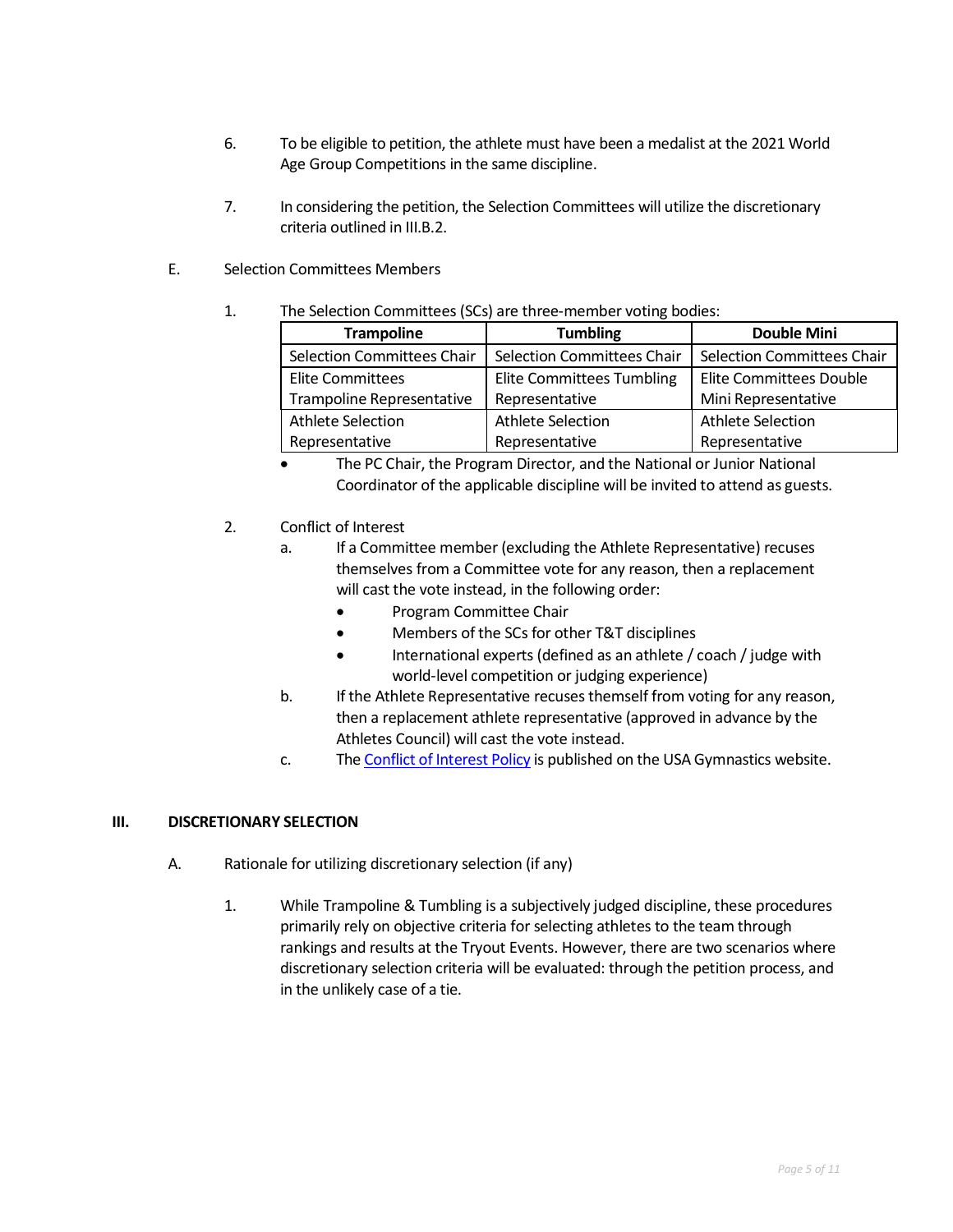6. To be eligible to petition, the athlete must have been a medalist at the 2021 World Age Group Competitions in the same discipline.

7. In considering the petition, the Selection Committees will utilize the discretionary criteria outlined in III.B.2.

E. Selection Committees Members

1. The Selection Committees (SCs) are three-member voting bodies:

| Trampoline | Tumbling | Double Mini |
|---|---|---|
| Selection Committees Chair | Selection Committees Chair | Selection Committees Chair |
| Elite Committees Trampoline Representative | Elite Committees Tumbling Representative | Elite Committees Double Mini Representative |
| Athlete Selection Representative | Athlete Selection Representative | Athlete Selection Representative |

- The PC Chair, the Program Director, and the National or Junior National Coordinator of the applicable discipline will be invited to attend as guests.

2. Conflict of Interest
   a. If a Committee member (excluding the Athlete Representative) recuses themselves from a Committee vote for any reason, then a replacement will cast the vote instead, in the following order:
      - Program Committee Chair
      - Members of the SCs for other T&T disciplines
      - International experts (defined as an athlete / coach / judge with world-level competition or judging experience)
   b. If the Athlete Representative recuses themself from voting for any reason, then a replacement athlete representative (approved in advance by the Athletes Council) will cast the vote instead.
   c. The Conflict of Interest Policy is published on the USA Gymnastics website.

## III. DISCRETIONARY SELECTION

A. Rationale for utilizing discretionary selection (if any)

1. While Trampoline & Tumbling is a subjectively judged discipline, these procedures primarily rely on objective criteria for selecting athletes to the team through rankings and results at the Tryout Events. However, there are two scenarios where discretionary selection criteria will be evaluated: through the petition process, and in the unlikely case of a tie.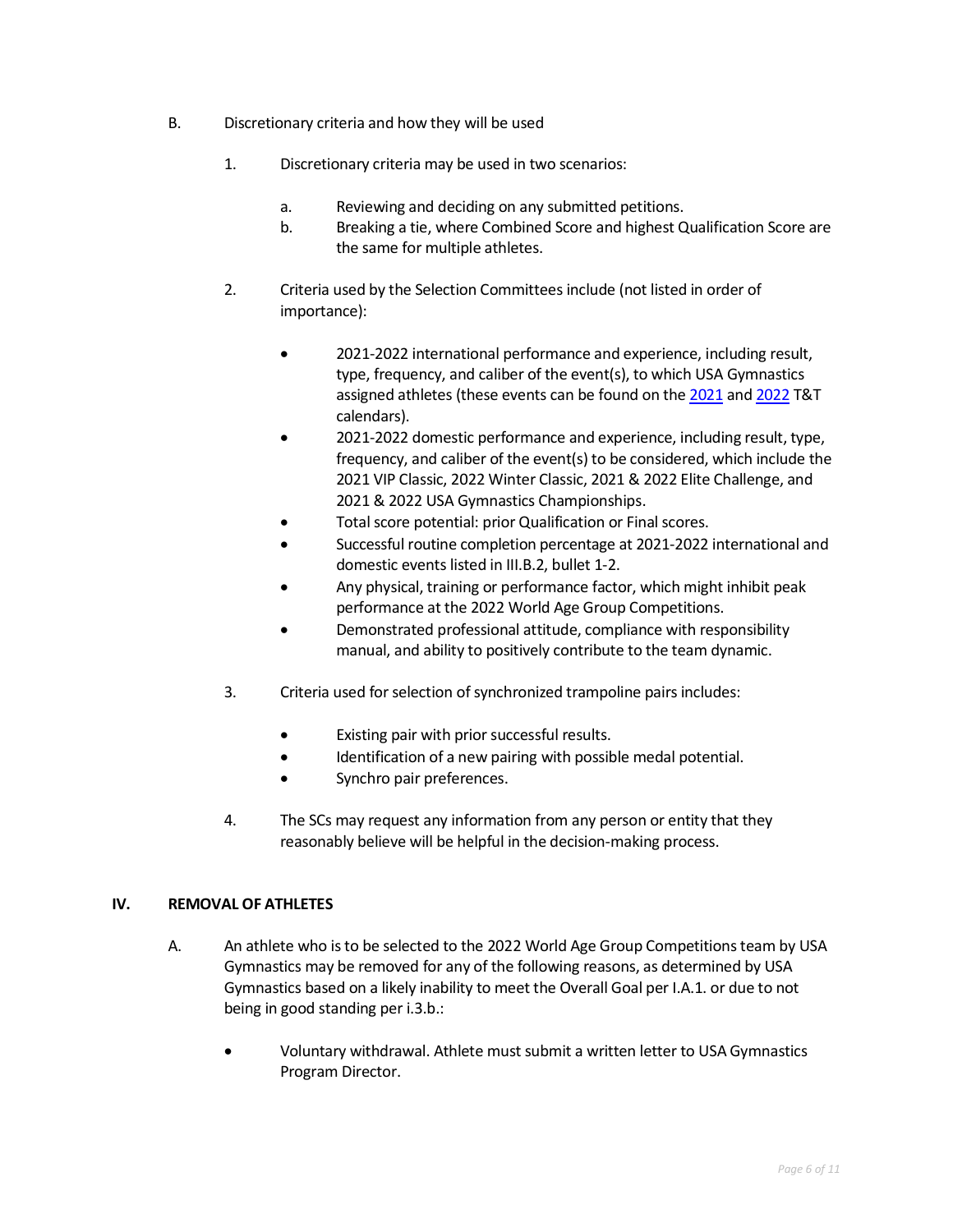B. Discretionary criteria and how they will be used

1. Discretionary criteria may be used in two scenarios:

   a. Reviewing and deciding on any submitted petitions.
   b. Breaking a tie, where Combined Score and highest Qualification Score are the same for multiple athletes.

2. Criteria used by the Selection Committees include (not listed in order of importance):

   - 2021-2022 international performance and experience, including result, type, frequency, and caliber of the event(s), to which USA Gymnastics assigned athletes (these events can be found on the 2021 and 2022 T&T calendars).
   - 2021-2022 domestic performance and experience, including result, type, frequency, and caliber of the event(s) to be considered, which include the 2021 VIP Classic, 2022 Winter Classic, 2021 & 2022 Elite Challenge, and 2021 & 2022 USA Gymnastics Championships.
   - Total score potential: prior Qualification or Final scores.
   - Successful routine completion percentage at 2021-2022 international and domestic events listed in III.B.2, bullet 1-2.
   - Any physical, training or performance factor, which might inhibit peak performance at the 2022 World Age Group Competitions.
   - Demonstrated professional attitude, compliance with responsibility manual, and ability to positively contribute to the team dynamic.

3. Criteria used for selection of synchronized trampoline pairs includes:

   - Existing pair with prior successful results.
   - Identification of a new pairing with possible medal potential.
   - Synchro pair preferences.

4. The SCs may request any information from any person or entity that they reasonably believe will be helpful in the decision-making process.

## IV. REMOVAL OF ATHLETES

A. An athlete who is to be selected to the 2022 World Age Group Competitions team by USA Gymnastics may be removed for any of the following reasons, as determined by USA Gymnastics based on a likely inability to meet the Overall Goal per I.A.1. or due to not being in good standing per i.3.b.:

   - Voluntary withdrawal. Athlete must submit a written letter to USA Gymnastics Program Director.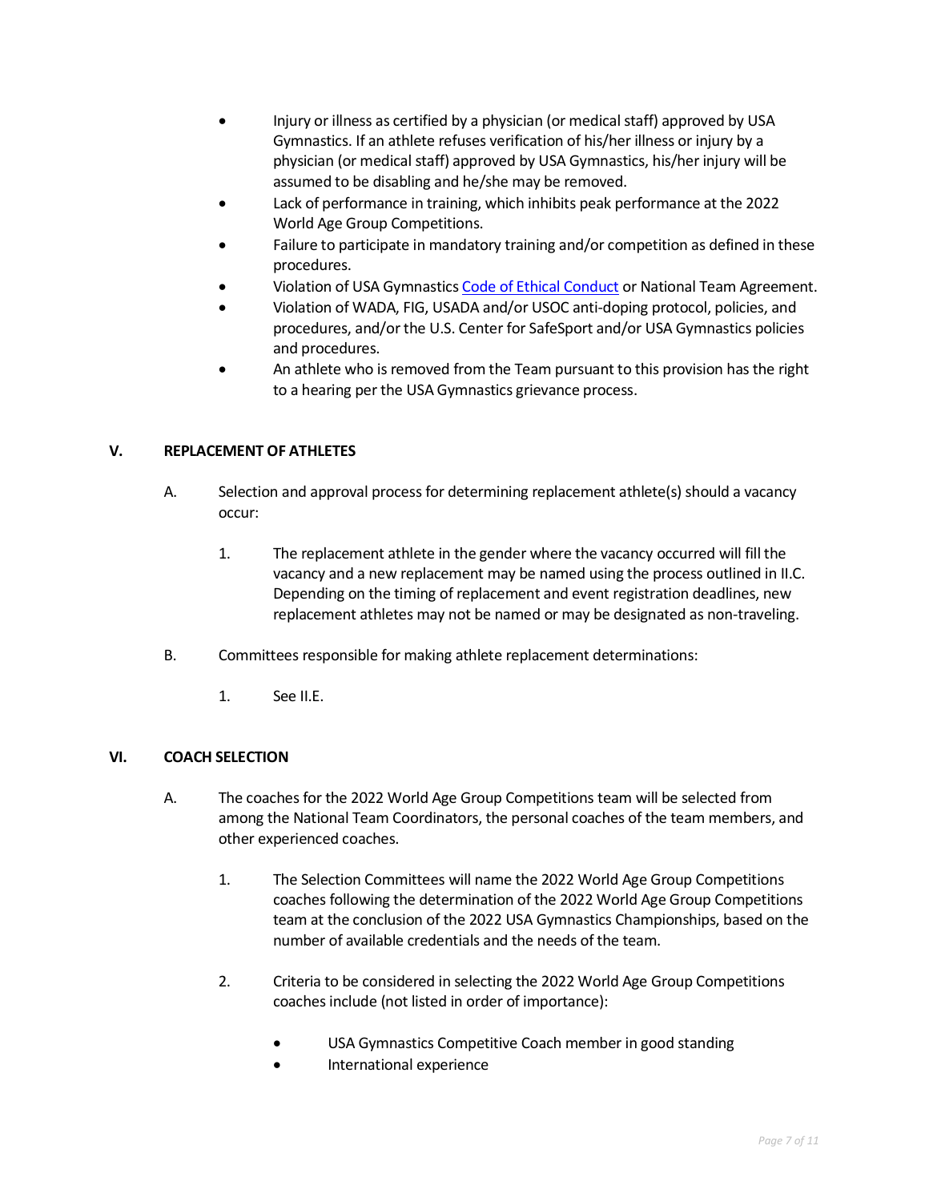- Injury or illness as certified by a physician (or medical staff) approved by USA Gymnastics. If an athlete refuses verification of his/her illness or injury by a physician (or medical staff) approved by USA Gymnastics, his/her injury will be assumed to be disabling and he/she may be removed.
- Lack of performance in training, which inhibits peak performance at the 2022 World Age Group Competitions.
- Failure to participate in mandatory training and/or competition as defined in these procedures.
- Violation of USA Gymnastics Code of Ethical Conduct or National Team Agreement.
- Violation of WADA, FIG, USADA and/or USOC anti-doping protocol, policies, and procedures, and/or the U.S. Center for SafeSport and/or USA Gymnastics policies and procedures.
- An athlete who is removed from the Team pursuant to this provision has the right to a hearing per the USA Gymnastics grievance process.

## V. REPLACEMENT OF ATHLETES

A. Selection and approval process for determining replacement athlete(s) should a vacancy occur:

1. The replacement athlete in the gender where the vacancy occurred will fill the vacancy and a new replacement may be named using the process outlined in II.C. Depending on the timing of replacement and event registration deadlines, new replacement athletes may not be named or may be designated as non-traveling.

B. Committees responsible for making athlete replacement determinations:

1. See II.E.

## VI. COACH SELECTION

A. The coaches for the 2022 World Age Group Competitions team will be selected from among the National Team Coordinators, the personal coaches of the team members, and other experienced coaches.

1. The Selection Committees will name the 2022 World Age Group Competitions coaches following the determination of the 2022 World Age Group Competitions team at the conclusion of the 2022 USA Gymnastics Championships, based on the number of available credentials and the needs of the team.

2. Criteria to be considered in selecting the 2022 World Age Group Competitions coaches include (not listed in order of importance):

   - USA Gymnastics Competitive Coach member in good standing
   - International experience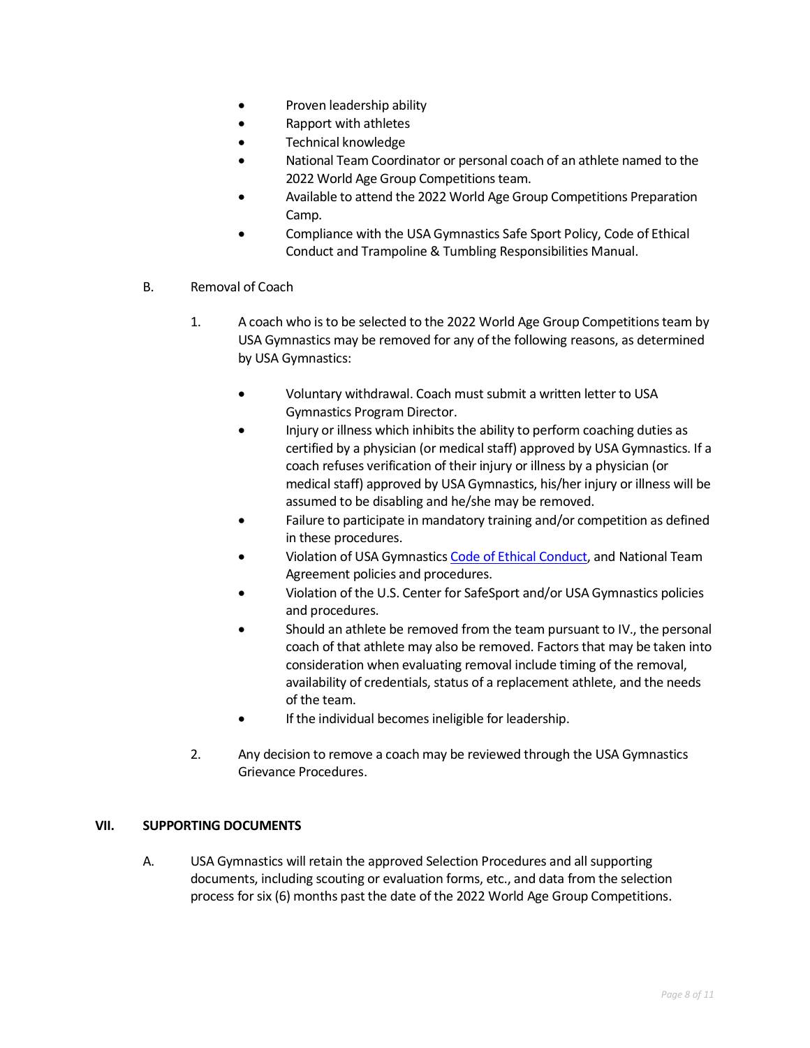- Proven leadership ability
- Rapport with athletes
- Technical knowledge
- National Team Coordinator or personal coach of an athlete named to the 2022 World Age Group Competitions team.
- Available to attend the 2022 World Age Group Competitions Preparation Camp.
- Compliance with the USA Gymnastics Safe Sport Policy, Code of Ethical Conduct and Trampoline & Tumbling Responsibilities Manual.

B. Removal of Coach

1. A coach who is to be selected to the 2022 World Age Group Competitions team by USA Gymnastics may be removed for any of the following reasons, as determined by USA Gymnastics:

   - Voluntary withdrawal. Coach must submit a written letter to USA Gymnastics Program Director.
   - Injury or illness which inhibits the ability to perform coaching duties as certified by a physician (or medical staff) approved by USA Gymnastics. If a coach refuses verification of their injury or illness by a physician (or medical staff) approved by USA Gymnastics, his/her injury or illness will be assumed to be disabling and he/she may be removed.
   - Failure to participate in mandatory training and/or competition as defined in these procedures.
   - Violation of USA Gymnastics Code of Ethical Conduct, and National Team Agreement policies and procedures.
   - Violation of the U.S. Center for SafeSport and/or USA Gymnastics policies and procedures.
   - Should an athlete be removed from the team pursuant to IV., the personal coach of that athlete may also be removed. Factors that may be taken into consideration when evaluating removal include timing of the removal, availability of credentials, status of a replacement athlete, and the needs of the team.
   - If the individual becomes ineligible for leadership.

2. Any decision to remove a coach may be reviewed through the USA Gymnastics Grievance Procedures.

## VII. SUPPORTING DOCUMENTS

A. USA Gymnastics will retain the approved Selection Procedures and all supporting documents, including scouting or evaluation forms, etc., and data from the selection process for six (6) months past the date of the 2022 World Age Group Competitions.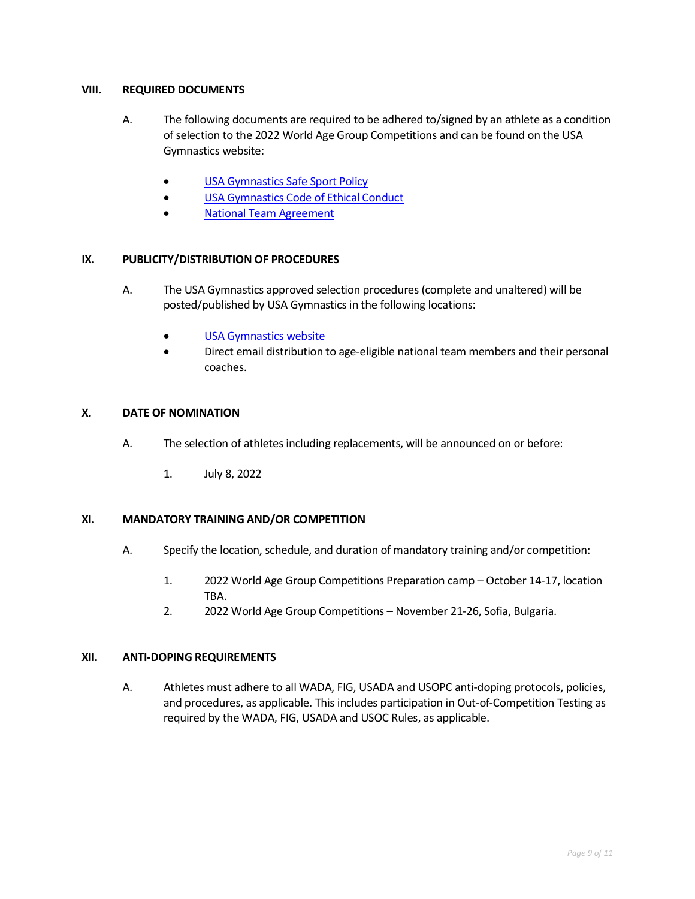## VIII. REQUIRED DOCUMENTS

A. The following documents are required to be adhered to/signed by an athlete as a condition of selection to the 2022 World Age Group Competitions and can be found on the USA Gymnastics website:

- USA Gymnastics Safe Sport Policy
- USA Gymnastics Code of Ethical Conduct
- National Team Agreement

## IX. PUBLICITY/DISTRIBUTION OF PROCEDURES

A. The USA Gymnastics approved selection procedures (complete and unaltered) will be posted/published by USA Gymnastics in the following locations:

- USA Gymnastics website
- Direct email distribution to age-eligible national team members and their personal coaches.

## X. DATE OF NOMINATION

A. The selection of athletes including replacements, will be announced on or before:

1. July 8, 2022

## XI. MANDATORY TRAINING AND/OR COMPETITION

A. Specify the location, schedule, and duration of mandatory training and/or competition:

1. 2022 World Age Group Competitions Preparation camp – October 14-17, location TBA.
2. 2022 World Age Group Competitions – November 21-26, Sofia, Bulgaria.

## XII. ANTI-DOPING REQUIREMENTS

A. Athletes must adhere to all WADA, FIG, USADA and USOPC anti-doping protocols, policies, and procedures, as applicable. This includes participation in Out-of-Competition Testing as required by the WADA, FIG, USADA and USOC Rules, as applicable.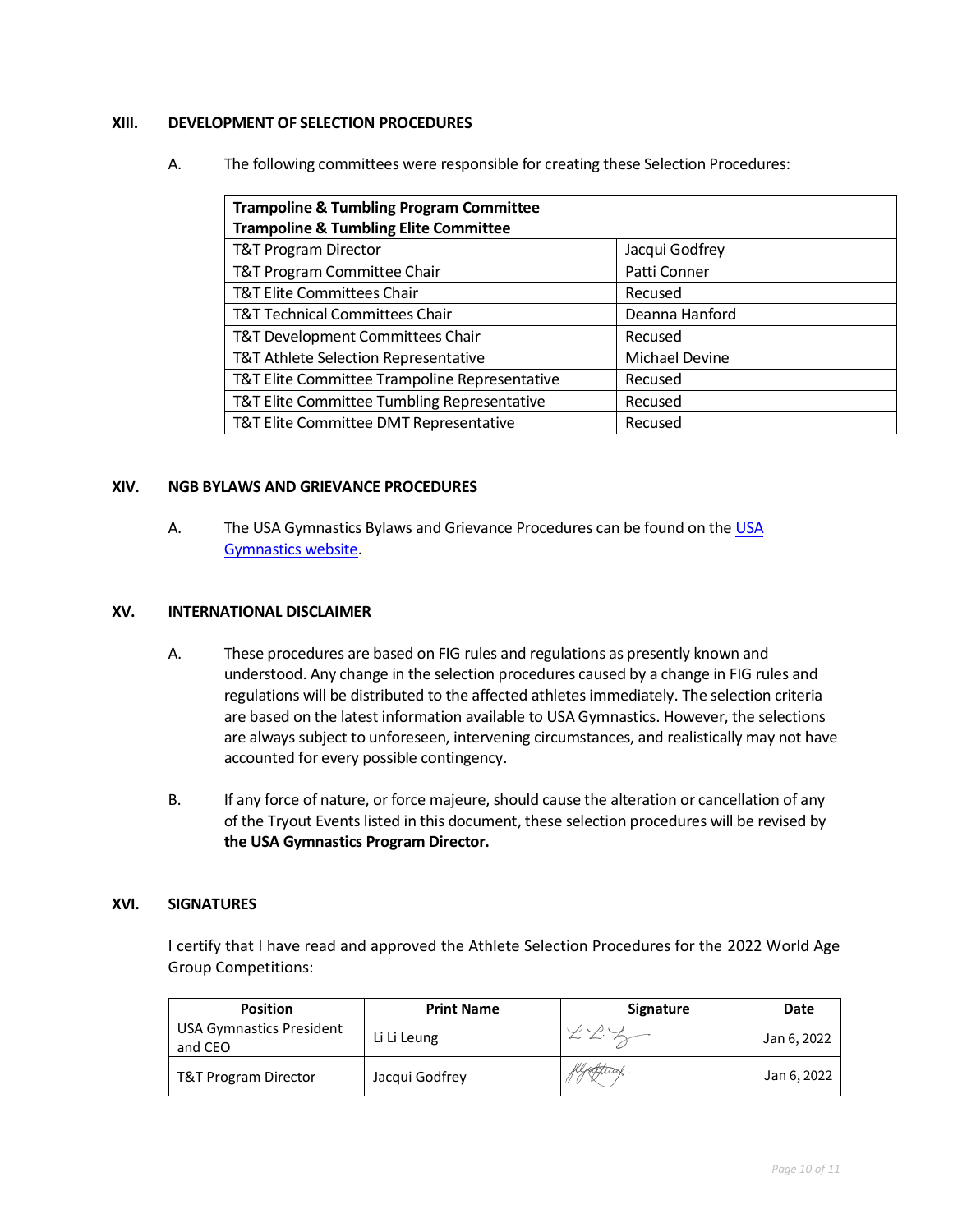## XIII. DEVELOPMENT OF SELECTION PROCEDURES

A. The following committees were responsible for creating these Selection Procedures:

| **Trampoline & Tumbling Program Committee<br>Trampoline & Tumbling Elite Committee** | |
|---|---|
| T&T Program Director | Jacqui Godfrey |
| T&T Program Committee Chair | Patti Conner |
| T&T Elite Committees Chair | Recused |
| T&T Technical Committees Chair | Deanna Hanford |
| T&T Development Committees Chair | Recused |
| T&T Athlete Selection Representative | Michael Devine |
| T&T Elite Committee Trampoline Representative | Recused |
| T&T Elite Committee Tumbling Representative | Recused |
| T&T Elite Committee DMT Representative | Recused |

## XIV. NGB BYLAWS AND GRIEVANCE PROCEDURES

A. The USA Gymnastics Bylaws and Grievance Procedures can be found on the USA Gymnastics website.

## XV. INTERNATIONAL DISCLAIMER

A. These procedures are based on FIG rules and regulations as presently known and understood. Any change in the selection procedures caused by a change in FIG rules and regulations will be distributed to the affected athletes immediately. The selection criteria are based on the latest information available to USA Gymnastics. However, the selections are always subject to unforeseen, intervening circumstances, and realistically may not have accounted for every possible contingency.

B. If any force of nature, or force majeure, should cause the alteration or cancellation of any of the Tryout Events listed in this document, these selection procedures will be revised by **the USA Gymnastics Program Director.**

## XVI. SIGNATURES

I certify that I have read and approved the Athlete Selection Procedures for the 2022 World Age Group Competitions:

| Position | Print Name | Signature | Date |
|---|---|---|---|
| USA Gymnastics President and CEO | Li Li Leung | | Jan 6, 2022 |
| T&T Program Director | Jacqui Godfrey | | Jan 6, 2022 |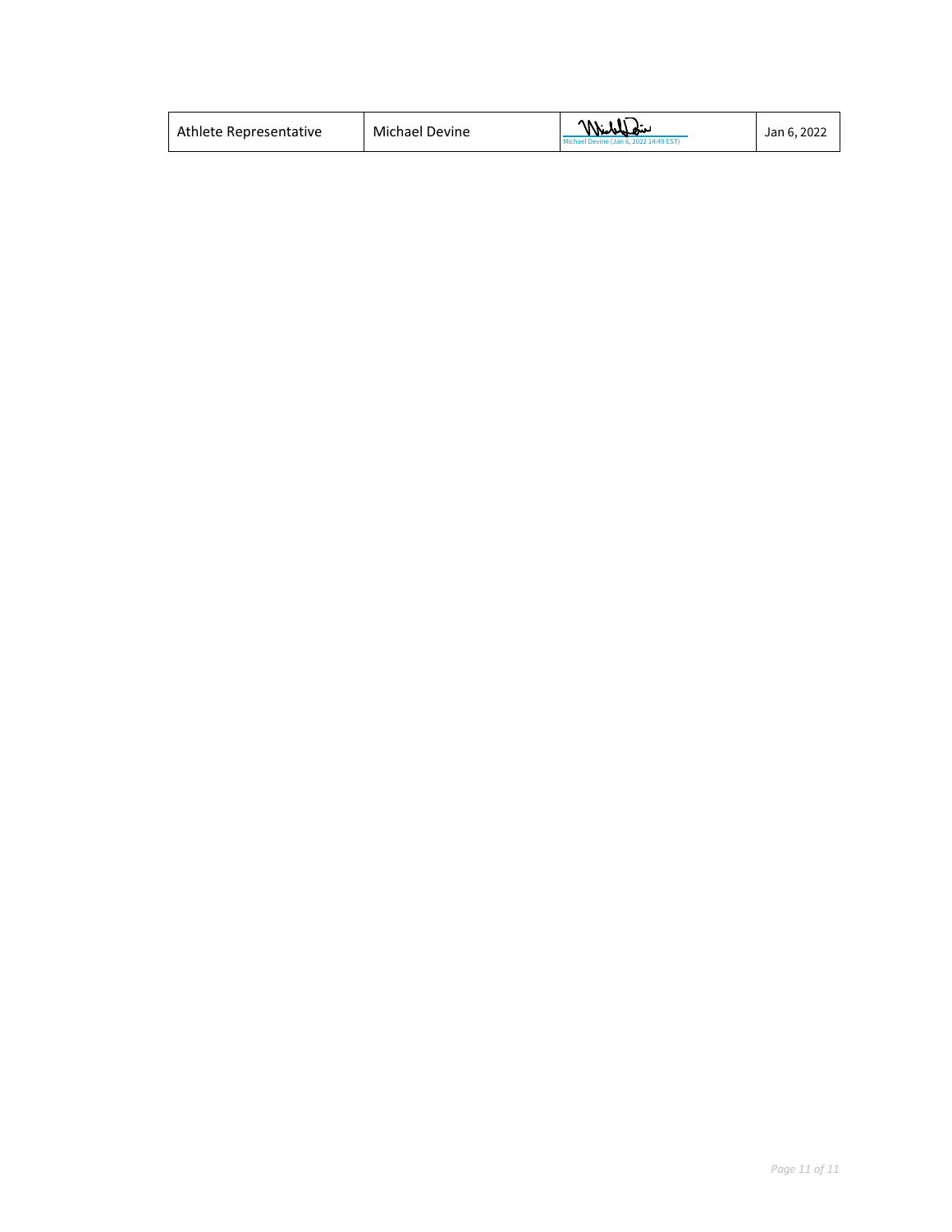| Athlete Representative | Michael Devine | Michael Devine (Jan 6, 2022 14:49 EST) | Jan 6, 2022 |
|---|---|---|---|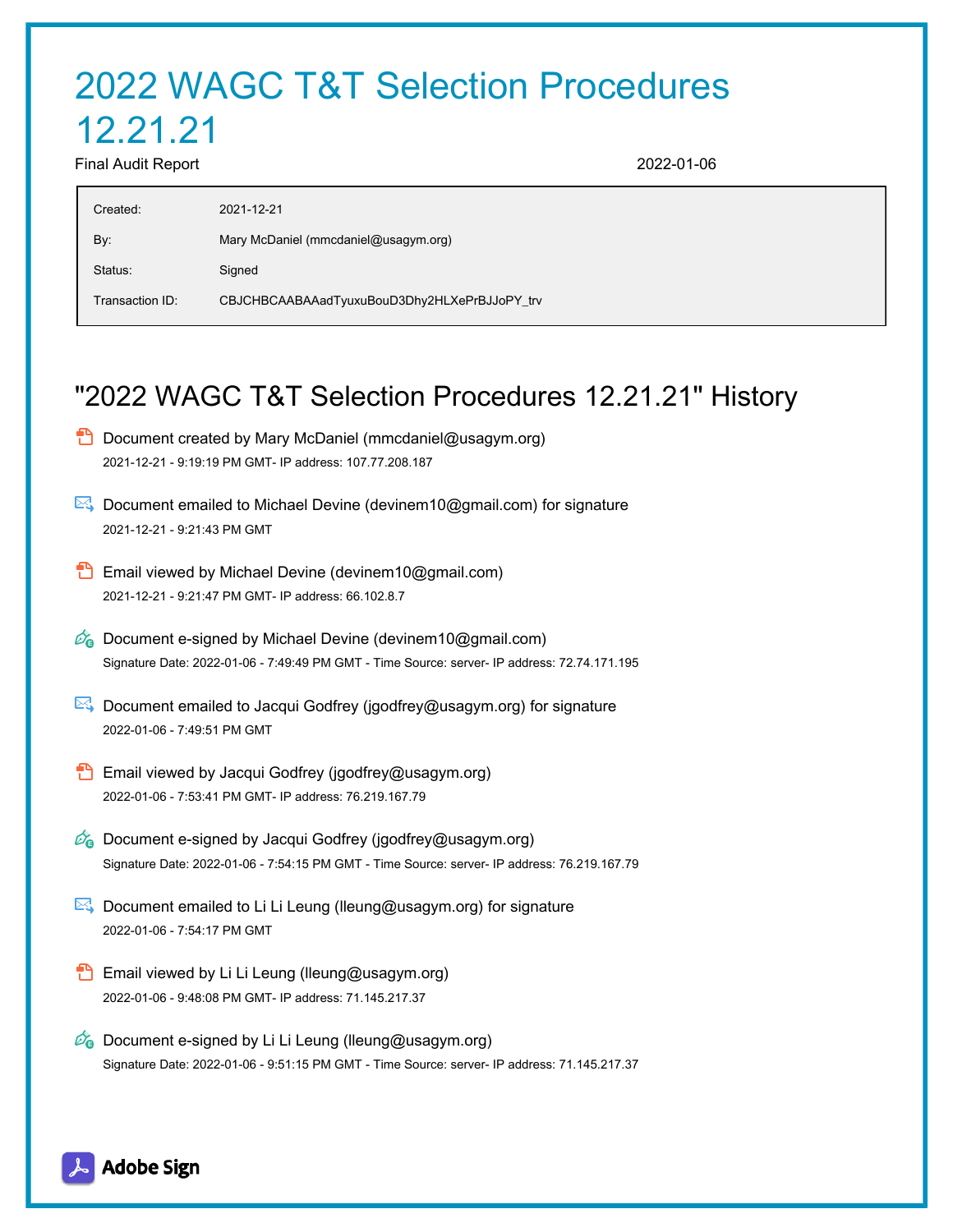# 2022 WAGC T&T Selection Procedures 12.21.21

Final Audit Report 2022-01-06

| | |
|---|---|
| Created: | 2021-12-21 |
| By: | Mary McDaniel (mmcdaniel@usagym.org) |
| Status: | Signed |
| Transaction ID: | CBJCHBCAABAAadTyuxuBouD3Dhy2HLXePrBJJoPY_trv |

## "2022 WAGC T&T Selection Procedures 12.21.21" History

- Document created by Mary McDaniel (mmcdaniel@usagym.org)
  2021-12-21 - 9:19:19 PM GMT- IP address: 107.77.208.187

- Document emailed to Michael Devine (devinem10@gmail.com) for signature
  2021-12-21 - 9:21:43 PM GMT

- Email viewed by Michael Devine (devinem10@gmail.com)
  2021-12-21 - 9:21:47 PM GMT- IP address: 66.102.8.7

- Document e-signed by Michael Devine (devinem10@gmail.com)
  Signature Date: 2022-01-06 - 7:49:49 PM GMT - Time Source: server- IP address: 72.74.171.195

- Document emailed to Jacqui Godfrey (jgodfrey@usagym.org) for signature
  2022-01-06 - 7:49:51 PM GMT

- Email viewed by Jacqui Godfrey (jgodfrey@usagym.org)
  2022-01-06 - 7:53:41 PM GMT- IP address: 76.219.167.79

- Document e-signed by Jacqui Godfrey (jgodfrey@usagym.org)
  Signature Date: 2022-01-06 - 7:54:15 PM GMT - Time Source: server- IP address: 76.219.167.79

- Document emailed to Li Li Leung (lleung@usagym.org) for signature
  2022-01-06 - 7:54:17 PM GMT

- Email viewed by Li Li Leung (lleung@usagym.org)
  2022-01-06 - 9:48:08 PM GMT- IP address: 71.145.217.37

- Document e-signed by Li Li Leung (lleung@usagym.org)
  Signature Date: 2022-01-06 - 9:51:15 PM GMT - Time Source: server- IP address: 71.145.217.37

Adobe Sign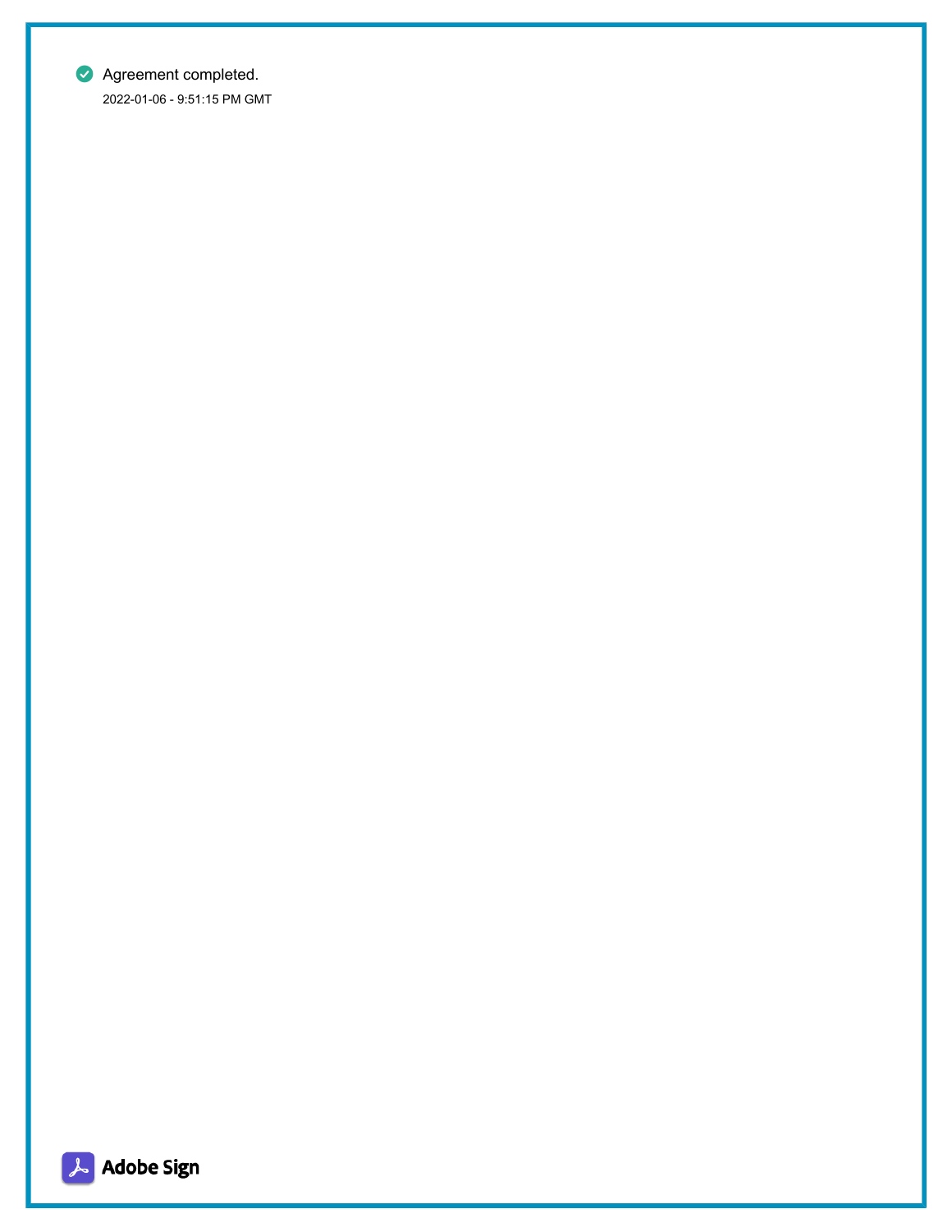Agreement completed.

2022-01-06 - 9:51:15 PM GMT

Adobe Sign